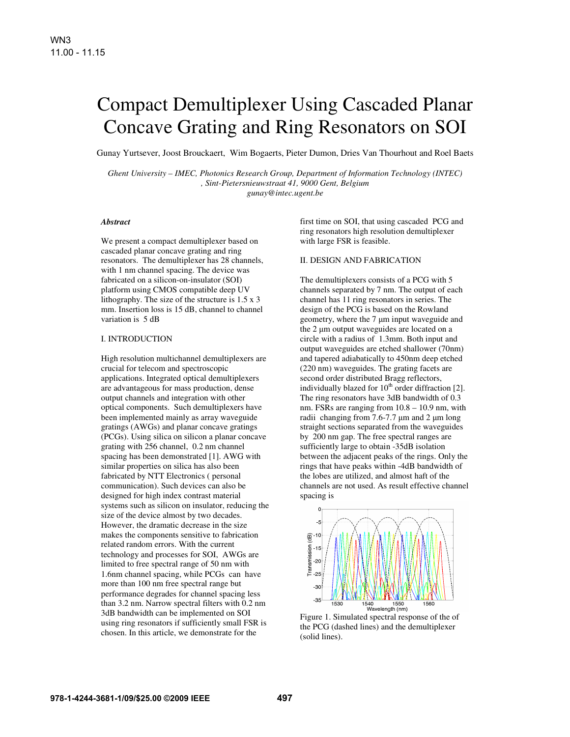WN3
11.00 - 11.15

# Compact Demultiplexer Using Cascaded Planar Concave Grating and Ring Resonators on SOI

Gunay Yurtsever, Joost Brouckaert, Wim Bogaerts, Pieter Dumon, Dries Van Thourhout and Roel Baets

*Ghent University – IMEC, Photonics Research Group, Department of Information Technology (INTEC) , Sint-Pietersnieuwstraat 41, 9000 Gent, Belgium*
*gunay@intec.ugent.be*

***Abstract***

We present a compact demultiplexer based on cascaded planar concave grating and ring resonators. The demultiplexer has 28 channels, with 1 nm channel spacing. The device was fabricated on a silicon-on-insulator (SOI) platform using CMOS compatible deep UV lithography. The size of the structure is 1.5 x 3 mm. Insertion loss is 15 dB, channel to channel variation is 5 dB

## I. INTRODUCTION

High resolution multichannel demultiplexers are crucial for telecom and spectroscopic applications. Integrated optical demultiplexers are advantageous for mass production, dense output channels and integration with other optical components. Such demultiplexers have been implemented mainly as array waveguide gratings (AWGs) and planar concave gratings (PCGs). Using silica on silicon a planar concave grating with 256 channel, 0.2 nm channel spacing has been demonstrated [1]. AWG with similar properties on silica has also been fabricated by NTT Electronics ( personal communication). Such devices can also be designed for high index contrast material systems such as silicon on insulator, reducing the size of the device almost by two decades. However, the dramatic decrease in the size makes the components sensitive to fabrication related random errors. With the current technology and processes for SOI, AWGs are limited to free spectral range of 50 nm with 1.6nm channel spacing, while PCGs can have more than 100 nm free spectral range but performance degrades for channel spacing less than 3.2 nm. Narrow spectral filters with 0.2 nm 3dB bandwidth can be implemented on SOI using ring resonators if sufficiently small FSR is chosen. In this article, we demonstrate for the first time on SOI, that using cascaded PCG and ring resonators high resolution demultiplexer with large FSR is feasible.

## II. DESIGN AND FABRICATION

The demultiplexers consists of a PCG with 5 channels separated by 7 nm. The output of each channel has 11 ring resonators in series. The design of the PCG is based on the Rowland geometry, where the 7 µm input waveguide and the 2 µm output waveguides are located on a circle with a radius of 1.3mm. Both input and output waveguides are etched shallower (70nm) and tapered adiabatically to 450nm deep etched (220 nm) waveguides. The grating facets are second order distributed Bragg reflectors, individually blazed for 10th order diffraction [2]. The ring resonators have 3dB bandwidth of 0.3 nm. FSRs are ranging from 10.8 – 10.9 nm, with radii changing from 7.6-7.7 µm and 2 µm long straight sections separated from the waveguides by 200 nm gap. The free spectral ranges are sufficiently large to obtain -35dB isolation between the adjacent peaks of the rings. Only the rings that have peaks within -4dB bandwidth of the lobes are utilized, and almost haft of the channels are not used. As result effective channel spacing is

Figure 1. Simulated spectral response of the of the PCG (dashed lines) and the demultiplexer (solid lines).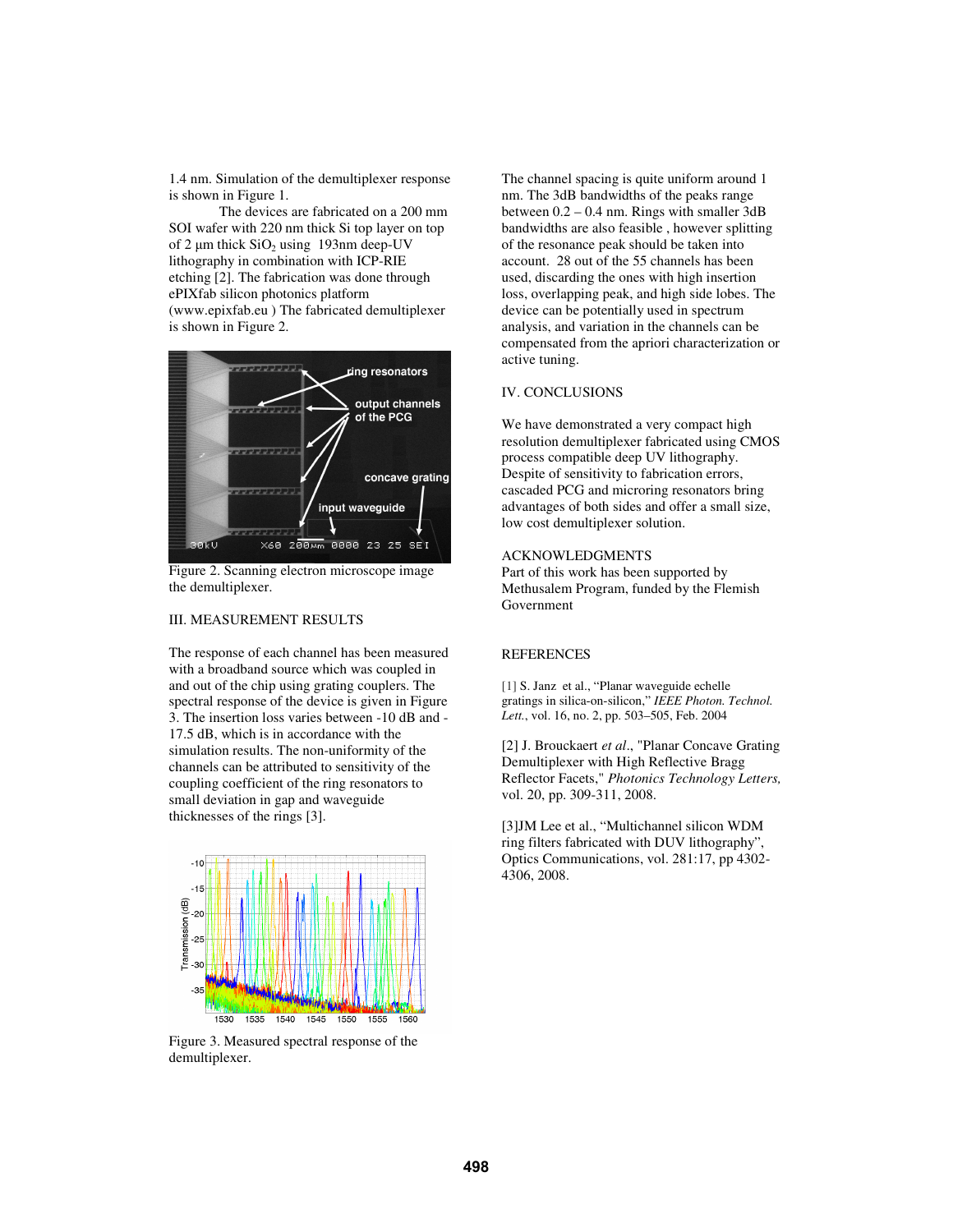1.4 nm. Simulation of the demultiplexer response is shown in Figure 1.

The devices are fabricated on a 200 mm SOI wafer with 220 nm thick Si top layer on top of 2 µm thick $SiO_2$ using 193nm deep-UV lithography in combination with ICP-RIE etching [2]. The fabrication was done through ePIXfab silicon photonics platform (www.epixfab.eu ) The fabricated demultiplexer is shown in Figure 2.

ring resonators

output channels of the PCG

concave grating

input waveguide

30kV X60 200µm 0000 23 25 SEI

Figure 2. Scanning electron microscope image the demultiplexer.

## III. MEASUREMENT RESULTS

The response of each channel has been measured with a broadband source which was coupled in and out of the chip using grating couplers. The spectral response of the device is given in Figure 3. The insertion loss varies between -10 dB and -17.5 dB, which is in accordance with the simulation results. The non-uniformity of the channels can be attributed to sensitivity of the coupling coefficient of the ring resonators to small deviation in gap and waveguide thicknesses of the rings [3].

Transmission (dB)

-10
-15
-20
-25
-30
-35

1530 1535 1540 1545 1550 1555 1560

Figure 3. Measured spectral response of the demultiplexer.

The channel spacing is quite uniform around 1 nm. The 3dB bandwidths of the peaks range between 0.2 – 0.4 nm. Rings with smaller 3dB bandwidths are also feasible , however splitting of the resonance peak should be taken into account. 28 out of the 55 channels has been used, discarding the ones with high insertion loss, overlapping peak, and high side lobes. The device can be potentially used in spectrum analysis, and variation in the channels can be compensated from the apriori characterization or active tuning.

## IV. CONCLUSIONS

We have demonstrated a very compact high resolution demultiplexer fabricated using CMOS process compatible deep UV lithography. Despite of sensitivity to fabrication errors, cascaded PCG and microring resonators bring advantages of both sides and offer a small size, low cost demultiplexer solution.

## ACKNOWLEDGMENTS

Part of this work has been supported by Methusalem Program, funded by the Flemish Government

## REFERENCES

[1] S. Janz et al., "Planar waveguide echelle gratings in silica-on-silicon," *IEEE Photon. Technol. Lett.*, vol. 16, no. 2, pp. 503–505, Feb. 2004

[2] J. Brouckaert *et al*., "Planar Concave Grating Demultiplexer with High Reflective Bragg Reflector Facets," *Photonics Technology Letters,* vol. 20, pp. 309-311, 2008.

[3]JM Lee et al., "Multichannel silicon WDM ring filters fabricated with DUV lithography", Optics Communications, vol. 281:17, pp 4302-4306, 2008.